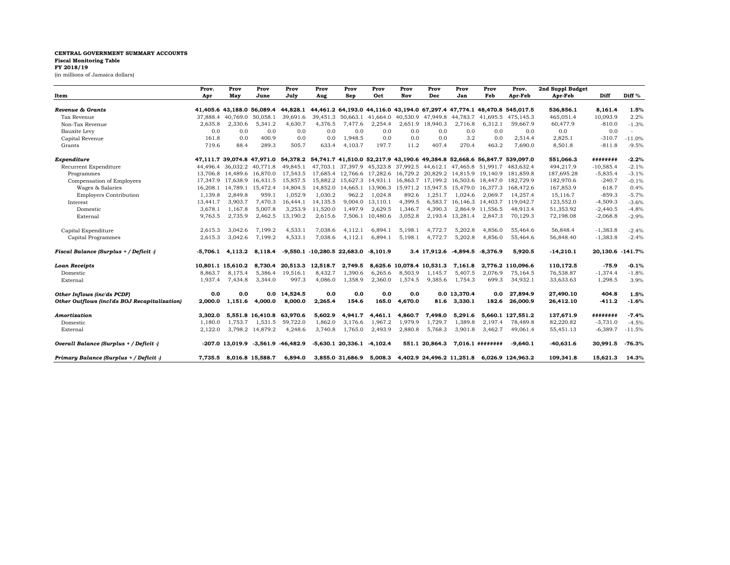**CENTRAL GOVERNMENT SUMMARY ACCOUNTS**
**Fiscal Monitoring Table**
**FY 2018/19**
(in millions of Jamaica dollars)

| Item | Prov. Apr | Prov May | Prov June | Prov July | Prov Aug | Prov Sep | Prov Oct | Prov Nov | Prov Dec | Prov Jan | Prov Feb | Prov. Apr-Feb | 2nd Suppl Budget Apr-Feb | Diff | Diff % |
|---|---|---|---|---|---|---|---|---|---|---|---|---|---|---|---|
| ***Revenue & Grants*** | **41,405.6** | **43,188.0** | **56,089.4** | **44,828.1** | **44,461.2** | **64,193.0** | **44,116.0** | **43,194.0** | **67,297.4** | **47,774.1** | **48,470.8** | **545,017.5** | **536,856.1** | **8,161.4** | **1.5%** |
| Tax Revenue | 37,888.4 | 40,769.0 | 50,058.1 | 39,691.6 | 39,451.3 | 50,663.1 | 41,664.0 | 40,530.9 | 47,949.8 | 44,783.7 | 41,695.5 | 475,145.3 | 465,051.4 | 10,093.9 | 2.2% |
| Non-Tax Revenue | 2,635.8 | 2,330.6 | 5,341.2 | 4,630.7 | 4,376.5 | 7,477.6 | 2,254.4 | 2,651.9 | 18,940.3 | 2,716.8 | 6,312.1 | 59,667.9 | 60,477.9 | -810.0 | -1.3% |
| Bauxite Levy | 0.0 | 0.0 | 0.0 | 0.0 | 0.0 | 0.0 | 0.0 | 0.0 | 0.0 | 0.0 | 0.0 | 0.0 | 0.0 | 0.0 | - |
| Capital Revenue | 161.8 | 0.0 | 400.9 | 0.0 | 0.0 | 1,948.5 | 0.0 | 0.0 | 0.0 | 3.2 | 0.0 | 2,514.4 | 2,825.1 | -310.7 | -11.0% |
| Grants | 719.6 | 88.4 | 289.3 | 505.7 | 633.4 | 4,103.7 | 197.7 | 11.2 | 407.4 | 270.4 | 463.2 | 7,690.0 | 8,501.8 | -811.8 | -9.5% |
| ***Expenditure*** | **47,111.7** | **39,074.8** | **47,971.0** | **54,378.2** | **54,741.7** | **41,510.0** | **52,217.9** | **43,190.6** | **49,384.8** | **52,668.6** | **56,847.7** | **539,097.0** | **551,066.3** | **########** | **-2.2%** |
| Recurrent Expenditure | 44,496.4 | 36,032.2 | 40,771.8 | 49,845.1 | 47,703.1 | 37,397.9 | 45,323.8 | 37,992.5 | 44,612.1 | 47,465.8 | 51,991.7 | 483,632.4 | 494,217.9 | -10,585.4 | -2.1% |
| Programmes | 13,706.8 | 14,489.6 | 16,870.0 | 17,543.5 | 17,685.4 | 12,766.6 | 17,282.6 | 16,729.2 | 20,829.2 | 14,815.9 | 19,140.9 | 181,859.8 | 187,695.28 | -5,835.4 | -3.1% |
| Compensation of Employees | 17,347.9 | 17,638.9 | 16,431.5 | 15,857.5 | 15,882.2 | 15,627.3 | 14,931.1 | 16,863.7 | 17,199.2 | 16,503.6 | 18,447.0 | 182,729.9 | 182,970.6 | -240.7 | -0.1% |
| Wages & Salaries | 16,208.1 | 14,789.1 | 15,472.4 | 14,804.5 | 14,852.0 | 14,665.1 | 13,906.3 | 15,971.2 | 15,947.5 | 15,479.0 | 16,377.3 | 168,472.6 | 167,853.9 | 618.7 | 0.4% |
| Employers Contribution | 1,139.8 | 2,849.8 | 959.1 | 1,052.9 | 1,030.2 | 962.2 | 1,024.8 | 892.6 | 1,251.7 | 1,024.6 | 2,069.7 | 14,257.4 | 15,116.7 | -859.3 | -5.7% |
| Interest | 13,441.7 | 3,903.7 | 7,470.3 | 16,444.1 | 14,135.5 | 9,004.0 | 13,110.1 | 4,399.5 | 6,583.7 | 16,146.3 | 14,403.7 | 119,042.7 | 123,552.0 | -4,509.3 | -3.6% |
| Domestic | 3,678.1 | 1,167.8 | 5,007.8 | 3,253.9 | 11,520.0 | 1,497.9 | 2,629.5 | 1,346.7 | 4,390.3 | 2,864.9 | 11,556.5 | 48,913.4 | 51,353.92 | -2,440.5 | -4.8% |
| External | 9,763.5 | 2,735.9 | 2,462.5 | 13,190.2 | 2,615.6 | 7,506.1 | 10,480.6 | 3,052.8 | 2,193.4 | 13,281.4 | 2,847.3 | 70,129.3 | 72,198.08 | -2,068.8 | -2.9% |
| Capital Expenditure | 2,615.3 | 3,042.6 | 7,199.2 | 4,533.1 | 7,038.6 | 4,112.1 | 6,894.1 | 5,198.1 | 4,772.7 | 5,202.8 | 4,856.0 | 55,464.6 | 56,848.4 | -1,383.8 | -2.4% |
| Capital Programmes | 2,615.3 | 3,042.6 | 7,199.2 | 4,533.1 | 7,038.6 | 4,112.1 | 6,894.1 | 5,198.1 | 4,772.7 | 5,202.8 | 4,856.0 | 55,464.6 | 56,848.40 | -1,383.8 | -2.4% |
| ***Fiscal Balance (Surplus + / Deficit -)*** | **-5,706.1** | **4,113.2** | **8,118.4** | **-9,550.1** | **-10,280.5** | **22,683.0** | **-8,101.9** | **3.4** | **17,912.6** | **-4,894.5** | **-8,376.9** | **5,920.5** | **-14,210.1** | **20,130.6** | **-141.7%** |
| ***Loan Receipts*** | **10,801.1** | **15,610.2** | **8,730.4** | **20,513.3** | **12,518.7** | **2,749.5** | **8,625.6** | **10,078.4** | **10,531.3** | **7,161.8** | **2,776.2** | **110,096.6** | **110,172.5** | **-75.9** | **-0.1%** |
| Domestic | 8,863.7 | 8,175.4 | 5,386.4 | 19,516.1 | 8,432.7 | 1,390.6 | 6,265.6 | 8,503.9 | 1,145.7 | 5,407.5 | 2,076.9 | 75,164.5 | 76,538.87 | -1,374.4 | -1.8% |
| External | 1,937.4 | 7,434.8 | 3,344.0 | 997.3 | 4,086.0 | 1,358.9 | 2,360.0 | 1,574.5 | 9,385.6 | 1,754.3 | 699.3 | 34,932.1 | 33,633.63 | 1,298.5 | 3.9% |
| ***Other Inflows (inc'ds PCDF)*** | **0.0** | **0.0** | **0.0** | **14,524.5** | **0.0** | **0.0** | **0.0** | **0.0** | **0.0** | **13,370.4** | **0.0** | **27,894.9** | **27,490.10** | **404.8** | **1.5%** |
| ***Other Outflows (incl'ds BOJ Recapitalization)*** | **2,000.0** | **1,151.6** | **4,000.0** | **8,000.0** | **2,265.4** | **154.6** | **165.0** | **4,670.0** | **81.6** | **3,330.1** | **182.6** | **26,000.9** | **26,412.10** | **-411.2** | **-1.6%** |
| ***Amortization*** | **3,302.0** | **5,551.8** | **16,410.8** | **63,970.6** | **5,602.9** | **4,941.7** | **4,461.1** | **4,860.7** | **7,498.0** | **5,291.6** | **5,660.1** | **127,551.2** | **137,671.9** | **########** | **-7.4%** |
| Domestic | 1,180.0 | 1,753.7 | 1,531.5 | 59,722.0 | 1,862.0 | 3,176.6 | 1,967.2 | 1,979.9 | 1,729.7 | 1,389.8 | 2,197.4 | 78,489.8 | 82,220.82 | -3,731.0 | -4.5% |
| External | 2,122.0 | 3,798.2 | 14,879.2 | 4,248.6 | 3,740.8 | 1,765.0 | 2,493.9 | 2,880.8 | 5,768.3 | 3,901.8 | 3,462.7 | 49,061.4 | 55,451.13 | -6,389.7 | -11.5% |
| ***Overall Balance (Surplus + / Deficit -)*** | **-207.0** | **13,019.9** | **-3,561.9** | **-46,482.9** | **-5,630.1** | **20,336.1** | **-4,102.4** | **551.1** | **20,864.3** | **7,016.1** | **########** | **-9,640.1** | **-40,631.6** | **30,991.5** | **-76.3%** |
| ***Primary Balance (Surplus + / Deficit -)*** | **7,735.5** | **8,016.8** | **15,588.7** | **6,894.0** | **3,855.0** | **31,686.9** | **5,008.3** | **4,402.9** | **24,496.2** | **11,251.8** | **6,026.9** | **124,963.2** | **109,341.8** | **15,621.3** | **14.3%** |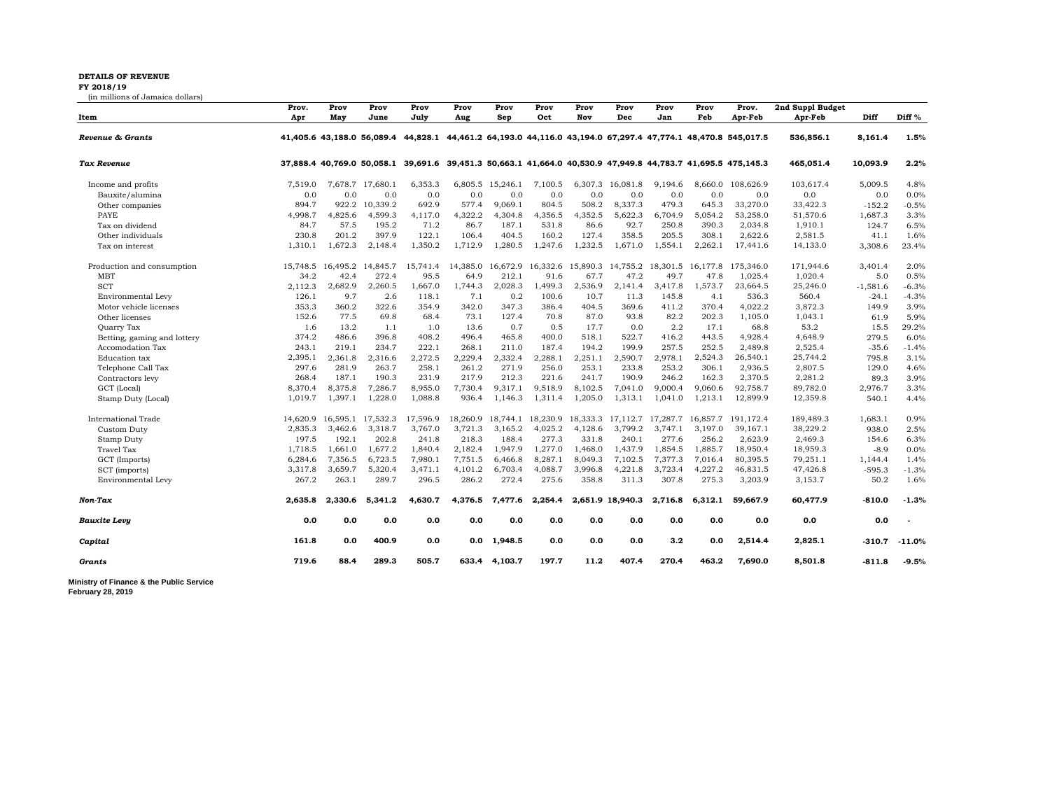**DETAILS OF REVENUE**
**FY 2018/19**
(in millions of Jamaica dollars)

| Item | Prov. Apr | Prov May | Prov June | Prov July | Prov Aug | Prov Sep | Prov Oct | Prov Nov | Prov Dec | Prov Jan | Prov Feb | Prov. Apr-Feb | 2nd Suppl Budget Apr-Feb | Diff | Diff % |
|---|---|---|---|---|---|---|---|---|---|---|---|---|---|---|---|
| ***Revenue & Grants*** | **41,405.6** | **43,188.0** | **56,089.4** | **44,828.1** | **44,461.2** | **64,193.0** | **44,116.0** | **43,194.0** | **67,297.4** | **47,774.1** | **48,470.8** | **545,017.5** | **536,856.1** | **8,161.4** | **1.5%** |
| ***Tax Revenue*** | **37,888.4** | **40,769.0** | **50,058.1** | **39,691.6** | **39,451.3** | **50,663.1** | **41,664.0** | **40,530.9** | **47,949.8** | **44,783.7** | **41,695.5** | **475,145.3** | **465,051.4** | **10,093.9** | **2.2%** |
| Income and profits | 7,519.0 | 7,678.7 | 17,680.1 | 6,353.3 | 6,805.5 | 15,246.1 | 7,100.5 | 6,307.3 | 16,081.8 | 9,194.6 | 8,660.0 | 108,626.9 | 103,617.4 | 5,009.5 | 4.8% |
| Bauxite/alumina | 0.0 | 0.0 | 0.0 | 0.0 | 0.0 | 0.0 | 0.0 | 0.0 | 0.0 | 0.0 | 0.0 | 0.0 | 0.0 | 0.0 | 0.0% |
| Other companies | 894.7 | 922.2 | 10,339.2 | 692.9 | 577.4 | 9,069.1 | 804.5 | 508.2 | 8,337.3 | 479.3 | 645.3 | 33,270.0 | 33,422.3 | -152.2 | -0.5% |
| PAYE | 4,998.7 | 4,825.6 | 4,599.3 | 4,117.0 | 4,322.2 | 4,304.8 | 4,356.5 | 4,352.5 | 5,622.3 | 6,704.9 | 5,054.2 | 53,258.0 | 51,570.6 | 1,687.3 | 3.3% |
| Tax on dividend | 84.7 | 57.5 | 195.2 | 71.2 | 86.7 | 187.1 | 531.8 | 86.6 | 92.7 | 250.8 | 390.3 | 2,034.8 | 1,910.1 | 124.7 | 6.5% |
| Other individuals | 230.8 | 201.2 | 397.9 | 122.1 | 106.4 | 404.5 | 160.2 | 127.4 | 358.5 | 205.5 | 308.1 | 2,622.6 | 2,581.5 | 41.1 | 1.6% |
| Tax on interest | 1,310.1 | 1,672.3 | 2,148.4 | 1,350.2 | 1,712.9 | 1,280.5 | 1,247.6 | 1,232.5 | 1,671.0 | 1,554.1 | 2,262.1 | 17,441.6 | 14,133.0 | 3,308.6 | 23.4% |
| Production and consumption | 15,748.5 | 16,495.2 | 14,845.7 | 15,741.4 | 14,385.0 | 16,672.9 | 16,332.6 | 15,890.3 | 14,755.2 | 18,301.5 | 16,177.8 | 175,346.0 | 171,944.6 | 3,401.4 | 2.0% |
| MBT | 34.2 | 42.4 | 272.4 | 95.5 | 64.9 | 212.1 | 91.6 | 67.7 | 47.2 | 49.7 | 47.8 | 1,025.4 | 1,020.4 | 5.0 | 0.5% |
| SCT | 2,112.3 | 2,682.9 | 2,260.5 | 1,667.0 | 1,744.3 | 2,028.3 | 1,499.3 | 2,536.9 | 2,141.4 | 3,417.8 | 1,573.7 | 23,664.5 | 25,246.0 | -1,581.6 | -6.3% |
| Environmental Levy | 126.1 | 9.7 | 2.6 | 118.1 | 7.1 | 0.2 | 100.6 | 10.7 | 11.3 | 145.8 | 4.1 | 536.3 | 560.4 | -24.1 | -4.3% |
| Motor vehicle licenses | 353.3 | 360.2 | 322.6 | 354.9 | 342.0 | 347.3 | 386.4 | 404.5 | 369.6 | 411.2 | 370.4 | 4,022.2 | 3,872.3 | 149.9 | 3.9% |
| Other licenses | 152.6 | 77.5 | 69.8 | 68.4 | 73.1 | 127.4 | 70.8 | 87.0 | 93.8 | 82.2 | 202.3 | 1,105.0 | 1,043.1 | 61.9 | 5.9% |
| Quarry Tax | 1.6 | 13.2 | 1.1 | 1.0 | 13.6 | 0.7 | 0.5 | 17.7 | 0.0 | 2.2 | 17.1 | 68.8 | 53.2 | 15.5 | 29.2% |
| Betting, gaming and lottery | 374.2 | 486.6 | 396.8 | 408.2 | 496.4 | 465.8 | 400.0 | 518.1 | 522.7 | 416.2 | 443.5 | 4,928.4 | 4,648.9 | 279.5 | 6.0% |
| Accomodation Tax | 243.1 | 219.1 | 234.7 | 222.1 | 268.1 | 211.0 | 187.4 | 194.2 | 199.9 | 257.5 | 252.5 | 2,489.8 | 2,525.4 | -35.6 | -1.4% |
| Education tax | 2,395.1 | 2,361.8 | 2,316.6 | 2,272.5 | 2,229.4 | 2,332.4 | 2,288.1 | 2,251.1 | 2,590.7 | 2,978.1 | 2,524.3 | 26,540.1 | 25,744.2 | 795.8 | 3.1% |
| Telephone Call Tax | 297.6 | 281.9 | 263.7 | 258.1 | 261.2 | 271.9 | 256.0 | 253.1 | 233.8 | 253.2 | 306.1 | 2,936.5 | 2,807.5 | 129.0 | 4.6% |
| Contractors levy | 268.4 | 187.1 | 190.3 | 231.9 | 217.9 | 212.3 | 221.6 | 241.7 | 190.9 | 246.2 | 162.3 | 2,370.5 | 2,281.2 | 89.3 | 3.9% |
| GCT (Local) | 8,370.4 | 8,375.8 | 7,286.7 | 8,955.0 | 7,730.4 | 9,317.1 | 9,518.9 | 8,102.5 | 7,041.0 | 9,000.4 | 9,060.6 | 92,758.7 | 89,782.0 | 2,976.7 | 3.3% |
| Stamp Duty (Local) | 1,019.7 | 1,397.1 | 1,228.0 | 1,088.8 | 936.4 | 1,146.3 | 1,311.4 | 1,205.0 | 1,313.1 | 1,041.0 | 1,213.1 | 12,899.9 | 12,359.8 | 540.1 | 4.4% |
| International Trade | 14,620.9 | 16,595.1 | 17,532.3 | 17,596.9 | 18,260.9 | 18,744.1 | 18,230.9 | 18,333.3 | 17,112.7 | 17,287.7 | 16,857.7 | 191,172.4 | 189,489.3 | 1,683.1 | 0.9% |
| Custom Duty | 2,835.3 | 3,462.6 | 3,318.7 | 3,767.0 | 3,721.3 | 3,165.2 | 4,025.2 | 4,128.6 | 3,799.2 | 3,747.1 | 3,197.0 | 39,167.1 | 38,229.2 | 938.0 | 2.5% |
| Stamp Duty | 197.5 | 192.1 | 202.8 | 241.8 | 218.3 | 188.4 | 277.3 | 331.8 | 240.1 | 277.6 | 256.2 | 2,623.9 | 2,469.3 | 154.6 | 6.3% |
| Travel Tax | 1,718.5 | 1,661.0 | 1,677.2 | 1,840.4 | 2,182.4 | 1,947.9 | 1,277.0 | 1,468.0 | 1,437.9 | 1,854.5 | 1,885.7 | 18,950.4 | 18,959.3 | -8.9 | 0.0% |
| GCT (Imports) | 6,284.6 | 7,356.5 | 6,723.5 | 7,980.1 | 7,751.5 | 6,466.8 | 8,287.1 | 8,049.3 | 7,102.5 | 7,377.3 | 7,016.4 | 80,395.5 | 79,251.1 | 1,144.4 | 1.4% |
| SCT (imports) | 3,317.8 | 3,659.7 | 5,320.4 | 3,471.1 | 4,101.2 | 6,703.4 | 4,088.7 | 3,996.8 | 4,221.8 | 3,723.4 | 4,227.2 | 46,831.5 | 47,426.8 | -595.3 | -1.3% |
| Environmental Levy | 267.2 | 263.1 | 289.7 | 296.5 | 286.2 | 272.4 | 275.6 | 358.8 | 311.3 | 307.8 | 275.3 | 3,203.9 | 3,153.7 | 50.2 | 1.6% |
| ***Non-Tax*** | **2,635.8** | **2,330.6** | **5,341.2** | **4,630.7** | **4,376.5** | **7,477.6** | **2,254.4** | **2,651.9** | **18,940.3** | **2,716.8** | **6,312.1** | **59,667.9** | **60,477.9** | **-810.0** | **-1.3%** |
| ***Bauxite Levy*** | **0.0** | **0.0** | **0.0** | **0.0** | **0.0** | **0.0** | **0.0** | **0.0** | **0.0** | **0.0** | **0.0** | **0.0** | **0.0** | **0.0** | **-** |
| ***Capital*** | **161.8** | **0.0** | **400.9** | **0.0** | **0.0** | **1,948.5** | **0.0** | **0.0** | **0.0** | **3.2** | **0.0** | **2,514.4** | **2,825.1** | **-310.7** | **-11.0%** |
| ***Grants*** | **719.6** | **88.4** | **289.3** | **505.7** | **633.4** | **4,103.7** | **197.7** | **11.2** | **407.4** | **270.4** | **463.2** | **7,690.0** | **8,501.8** | **-811.8** | **-9.5%** |

**Ministry of Finance & the Public Service**
**February 28, 2019**